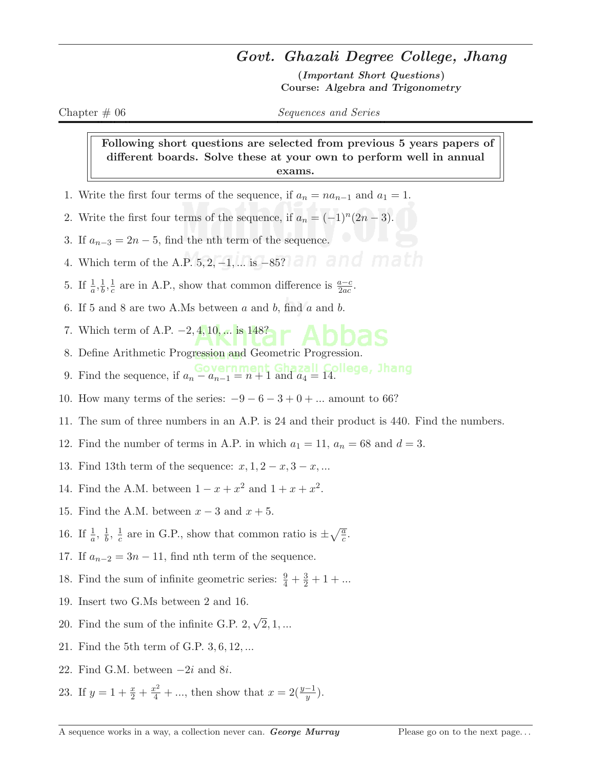# *Govt. Ghazali Degree College, Jhang*

(***Important Short Questions***)
**Course:** ***Algebra and Trigonometry***

Chapter # 06 — *Sequences and Series*

> **Following short questions are selected from previous 5 years papers of different boards. Solve these at your own to perform well in annual exams.**

1. Write the first four terms of the sequence, if $a_n = na_{n-1}$ and $a_1 = 1$.
2. Write the first four terms of the sequence, if $a_n = (-1)^n(2n-3)$.
3. If $a_{n-3} = 2n - 5$, find the nth term of the sequence.
4. Which term of the A.P. $5, 2, -1, ...$ is $-85$?
5. If $\frac{1}{a}, \frac{1}{b}, \frac{1}{c}$ are in A.P., show that common difference is $\frac{a-c}{2ac}$.
6. If 5 and 8 are two A.Ms between $a$ and $b$, find $a$ and $b$.
7. Which term of A.P. $-2, 4, 10, ...$ is 148?
8. Define Arithmetic Progression and Geometric Progression.
9. Find the sequence, if $a_n - a_{n-1} = n + 1$ and $a_4 = 14$.
10. How many terms of the series: $-9 - 6 - 3 + 0 + ...$ amount to 66?
11. The sum of three numbers in an A.P. is 24 and their product is 440. Find the numbers.
12. Find the number of terms in A.P. in which $a_1 = 11$, $a_n = 68$ and $d = 3$.
13. Find 13th term of the sequence: $x, 1, 2 - x, 3 - x, ...$
14. Find the A.M. between $1 - x + x^2$ and $1 + x + x^2$.
15. Find the A.M. between $x - 3$ and $x + 5$.
16. If $\frac{1}{a}$, $\frac{1}{b}$, $\frac{1}{c}$ are in G.P., show that common ratio is $\pm\sqrt{\frac{a}{c}}$.
17. If $a_{n-2} = 3n - 11$, find nth term of the sequence.
18. Find the sum of infinite geometric series: $\frac{9}{4} + \frac{3}{2} + 1 + ...$
19. Insert two G.Ms between 2 and 16.
20. Find the sum of the infinite G.P. $2, \sqrt{2}, 1, ...$
21. Find the 5th term of G.P. $3, 6, 12, ...$
22. Find G.M. between $-2i$ and $8i$.
23. If $y = 1 + \frac{x}{2} + \frac{x^2}{4} + ...$, then show that $x = 2(\frac{y-1}{y})$.

A sequence works in a way, a collection never can. ***George Murray***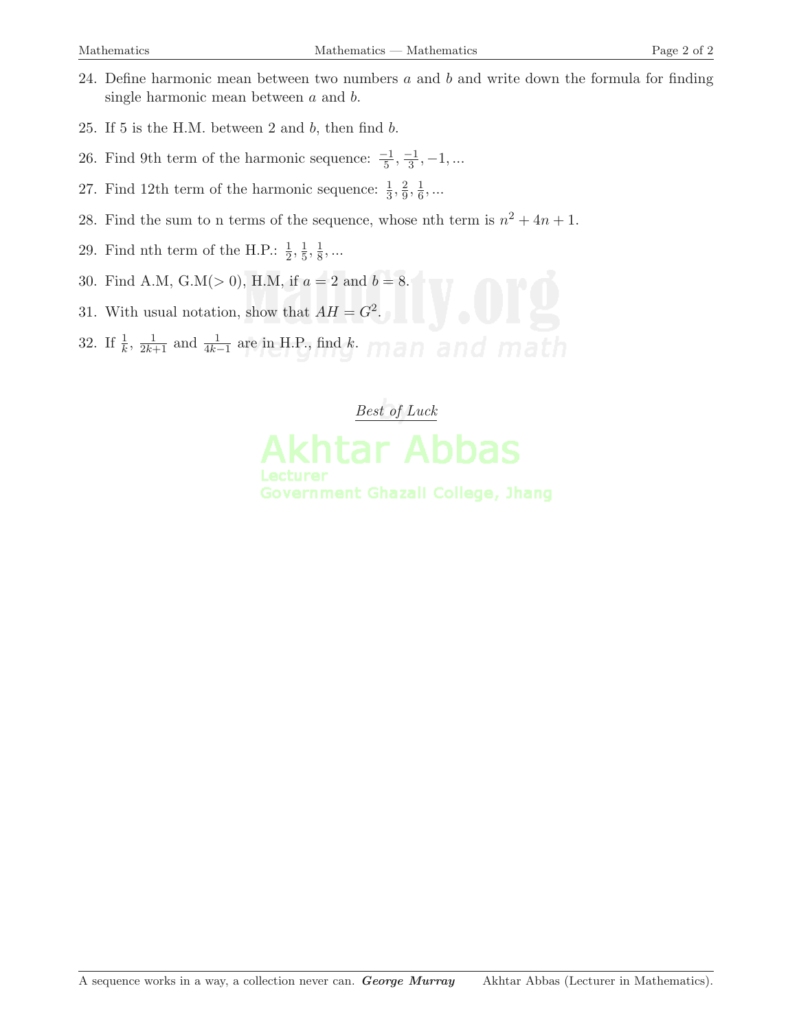24. Define harmonic mean between two numbers $a$ and $b$ and write down the formula for finding single harmonic mean between $a$ and $b$.

25. If 5 is the H.M. between 2 and $b$, then find $b$.

26. Find 9th term of the harmonic sequence: $\frac{-1}{5}, \frac{-1}{3}, -1, \ldots$

27. Find 12th term of the harmonic sequence: $\frac{1}{3}, \frac{2}{9}, \frac{1}{6}, \ldots$

28. Find the sum to n terms of the sequence, whose nth term is $n^2 + 4n + 1$.

29. Find nth term of the H.P.: $\frac{1}{2}, \frac{1}{5}, \frac{1}{8}, \ldots$

30. Find A.M, G.M($> 0$), H.M, if $a = 2$ and $b = 8$.

31. With usual notation, show that $AH = G^2$.

32. If $\frac{1}{k}$, $\frac{1}{2k+1}$ and $\frac{1}{4k-1}$ are in H.P., find $k$.

*Best of Luck*

A sequence works in a way, a collection never can. ***George Murray***